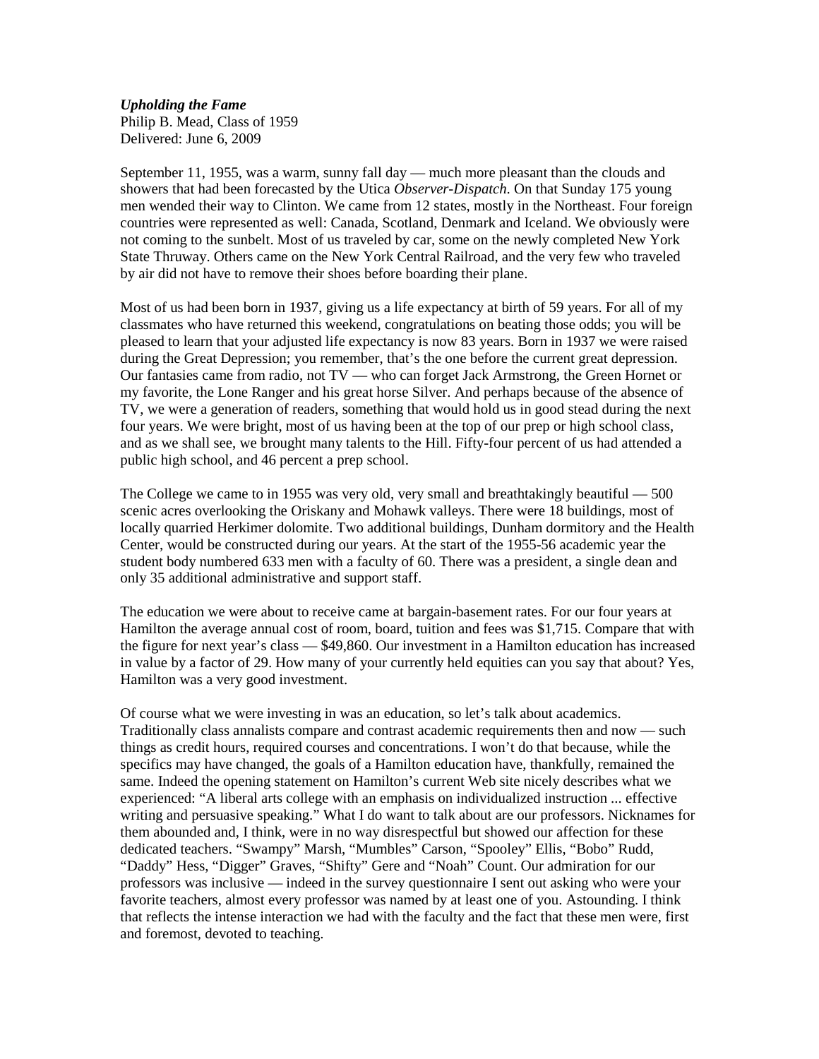***Upholding the Fame***
Philip B. Mead, Class of 1959
Delivered: June 6, 2009

September 11, 1955, was a warm, sunny fall day — much more pleasant than the clouds and showers that had been forecasted by the Utica *Observer-Dispatch*. On that Sunday 175 young men wended their way to Clinton. We came from 12 states, mostly in the Northeast. Four foreign countries were represented as well: Canada, Scotland, Denmark and Iceland. We obviously were not coming to the sunbelt. Most of us traveled by car, some on the newly completed New York State Thruway. Others came on the New York Central Railroad, and the very few who traveled by air did not have to remove their shoes before boarding their plane.

Most of us had been born in 1937, giving us a life expectancy at birth of 59 years. For all of my classmates who have returned this weekend, congratulations on beating those odds; you will be pleased to learn that your adjusted life expectancy is now 83 years. Born in 1937 we were raised during the Great Depression; you remember, that's the one before the current great depression. Our fantasies came from radio, not TV — who can forget Jack Armstrong, the Green Hornet or my favorite, the Lone Ranger and his great horse Silver. And perhaps because of the absence of TV, we were a generation of readers, something that would hold us in good stead during the next four years. We were bright, most of us having been at the top of our prep or high school class, and as we shall see, we brought many talents to the Hill. Fifty-four percent of us had attended a public high school, and 46 percent a prep school.

The College we came to in 1955 was very old, very small and breathtakingly beautiful — 500 scenic acres overlooking the Oriskany and Mohawk valleys. There were 18 buildings, most of locally quarried Herkimer dolomite. Two additional buildings, Dunham dormitory and the Health Center, would be constructed during our years. At the start of the 1955-56 academic year the student body numbered 633 men with a faculty of 60. There was a president, a single dean and only 35 additional administrative and support staff.

The education we were about to receive came at bargain-basement rates. For our four years at Hamilton the average annual cost of room, board, tuition and fees was $1,715. Compare that with the figure for next year's class — $49,860. Our investment in a Hamilton education has increased in value by a factor of 29. How many of your currently held equities can you say that about? Yes, Hamilton was a very good investment.

Of course what we were investing in was an education, so let's talk about academics. Traditionally class annalists compare and contrast academic requirements then and now — such things as credit hours, required courses and concentrations. I won't do that because, while the specifics may have changed, the goals of a Hamilton education have, thankfully, remained the same. Indeed the opening statement on Hamilton's current Web site nicely describes what we experienced: "A liberal arts college with an emphasis on individualized instruction ... effective writing and persuasive speaking." What I do want to talk about are our professors. Nicknames for them abounded and, I think, were in no way disrespectful but showed our affection for these dedicated teachers. "Swampy" Marsh, "Mumbles" Carson, "Spooley" Ellis, "Bobo" Rudd, "Daddy" Hess, "Digger" Graves, "Shifty" Gere and "Noah" Count. Our admiration for our professors was inclusive — indeed in the survey questionnaire I sent out asking who were your favorite teachers, almost every professor was named by at least one of you. Astounding. I think that reflects the intense interaction we had with the faculty and the fact that these men were, first and foremost, devoted to teaching.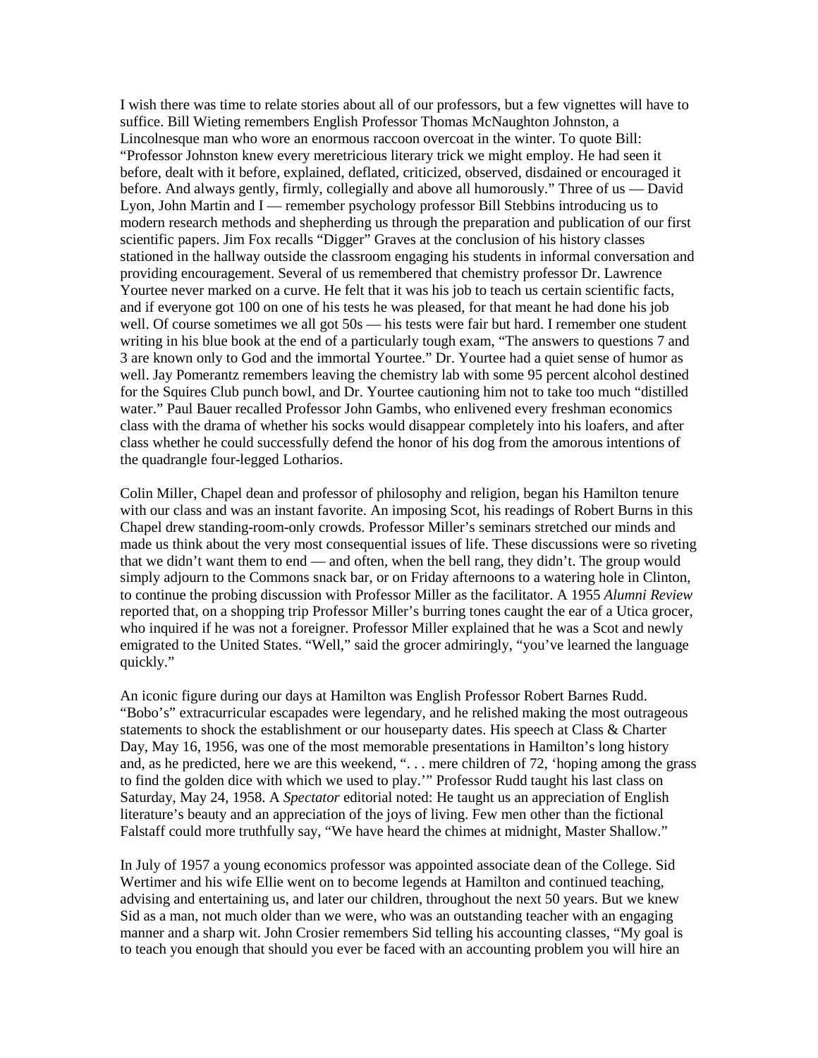I wish there was time to relate stories about all of our professors, but a few vignettes will have to suffice. Bill Wieting remembers English Professor Thomas McNaughton Johnston, a Lincolnesque man who wore an enormous raccoon overcoat in the winter. To quote Bill: "Professor Johnston knew every meretricious literary trick we might employ. He had seen it before, dealt with it before, explained, deflated, criticized, observed, disdained or encouraged it before. And always gently, firmly, collegially and above all humorously." Three of us — David Lyon, John Martin and I — remember psychology professor Bill Stebbins introducing us to modern research methods and shepherding us through the preparation and publication of our first scientific papers. Jim Fox recalls "Digger" Graves at the conclusion of his history classes stationed in the hallway outside the classroom engaging his students in informal conversation and providing encouragement. Several of us remembered that chemistry professor Dr. Lawrence Yourtee never marked on a curve. He felt that it was his job to teach us certain scientific facts, and if everyone got 100 on one of his tests he was pleased, for that meant he had done his job well. Of course sometimes we all got 50s — his tests were fair but hard. I remember one student writing in his blue book at the end of a particularly tough exam, "The answers to questions 7 and 3 are known only to God and the immortal Yourtee." Dr. Yourtee had a quiet sense of humor as well. Jay Pomerantz remembers leaving the chemistry lab with some 95 percent alcohol destined for the Squires Club punch bowl, and Dr. Yourtee cautioning him not to take too much "distilled water." Paul Bauer recalled Professor John Gambs, who enlivened every freshman economics class with the drama of whether his socks would disappear completely into his loafers, and after class whether he could successfully defend the honor of his dog from the amorous intentions of the quadrangle four-legged Lotharios.

Colin Miller, Chapel dean and professor of philosophy and religion, began his Hamilton tenure with our class and was an instant favorite. An imposing Scot, his readings of Robert Burns in this Chapel drew standing-room-only crowds. Professor Miller's seminars stretched our minds and made us think about the very most consequential issues of life. These discussions were so riveting that we didn't want them to end — and often, when the bell rang, they didn't. The group would simply adjourn to the Commons snack bar, or on Friday afternoons to a watering hole in Clinton, to continue the probing discussion with Professor Miller as the facilitator. A 1955 *Alumni Review* reported that, on a shopping trip Professor Miller's burring tones caught the ear of a Utica grocer, who inquired if he was not a foreigner. Professor Miller explained that he was a Scot and newly emigrated to the United States. "Well," said the grocer admiringly, "you've learned the language quickly."

An iconic figure during our days at Hamilton was English Professor Robert Barnes Rudd. "Bobo's" extracurricular escapades were legendary, and he relished making the most outrageous statements to shock the establishment or our houseparty dates. His speech at Class & Charter Day, May 16, 1956, was one of the most memorable presentations in Hamilton's long history and, as he predicted, here we are this weekend, ". . . mere children of 72, 'hoping among the grass to find the golden dice with which we used to play.'" Professor Rudd taught his last class on Saturday, May 24, 1958. A *Spectator* editorial noted: He taught us an appreciation of English literature's beauty and an appreciation of the joys of living. Few men other than the fictional Falstaff could more truthfully say, "We have heard the chimes at midnight, Master Shallow."

In July of 1957 a young economics professor was appointed associate dean of the College. Sid Wertimer and his wife Ellie went on to become legends at Hamilton and continued teaching, advising and entertaining us, and later our children, throughout the next 50 years. But we knew Sid as a man, not much older than we were, who was an outstanding teacher with an engaging manner and a sharp wit. John Crosier remembers Sid telling his accounting classes, "My goal is to teach you enough that should you ever be faced with an accounting problem you will hire an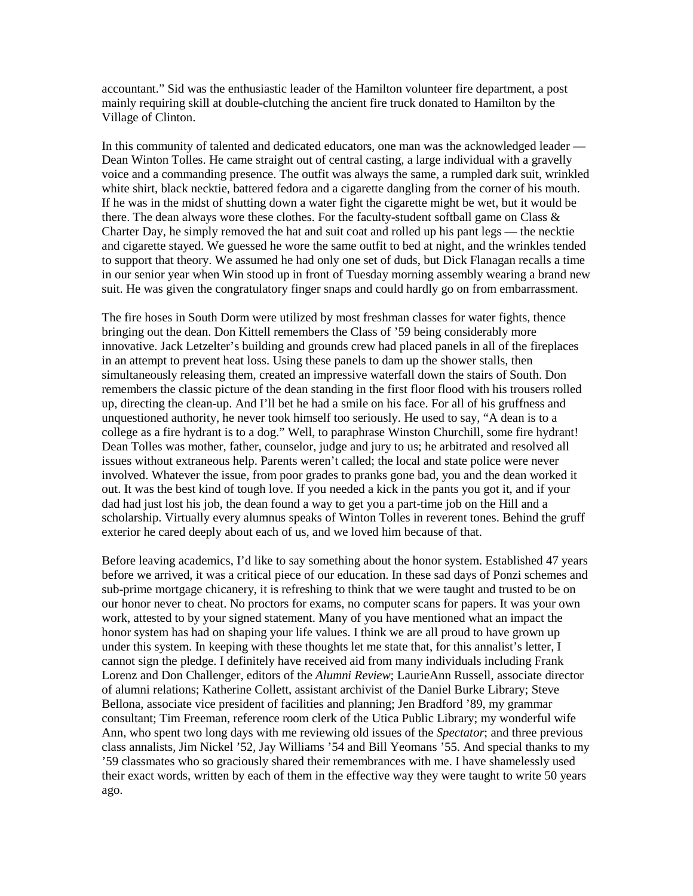accountant." Sid was the enthusiastic leader of the Hamilton volunteer fire department, a post mainly requiring skill at double-clutching the ancient fire truck donated to Hamilton by the Village of Clinton.

In this community of talented and dedicated educators, one man was the acknowledged leader — Dean Winton Tolles. He came straight out of central casting, a large individual with a gravelly voice and a commanding presence. The outfit was always the same, a rumpled dark suit, wrinkled white shirt, black necktie, battered fedora and a cigarette dangling from the corner of his mouth. If he was in the midst of shutting down a water fight the cigarette might be wet, but it would be there. The dean always wore these clothes. For the faculty-student softball game on Class & Charter Day, he simply removed the hat and suit coat and rolled up his pant legs — the necktie and cigarette stayed. We guessed he wore the same outfit to bed at night, and the wrinkles tended to support that theory. We assumed he had only one set of duds, but Dick Flanagan recalls a time in our senior year when Win stood up in front of Tuesday morning assembly wearing a brand new suit. He was given the congratulatory finger snaps and could hardly go on from embarrassment.

The fire hoses in South Dorm were utilized by most freshman classes for water fights, thence bringing out the dean. Don Kittell remembers the Class of '59 being considerably more innovative. Jack Letzelter's building and grounds crew had placed panels in all of the fireplaces in an attempt to prevent heat loss. Using these panels to dam up the shower stalls, then simultaneously releasing them, created an impressive waterfall down the stairs of South. Don remembers the classic picture of the dean standing in the first floor flood with his trousers rolled up, directing the clean-up. And I'll bet he had a smile on his face. For all of his gruffness and unquestioned authority, he never took himself too seriously. He used to say, "A dean is to a college as a fire hydrant is to a dog." Well, to paraphrase Winston Churchill, some fire hydrant! Dean Tolles was mother, father, counselor, judge and jury to us; he arbitrated and resolved all issues without extraneous help. Parents weren't called; the local and state police were never involved. Whatever the issue, from poor grades to pranks gone bad, you and the dean worked it out. It was the best kind of tough love. If you needed a kick in the pants you got it, and if your dad had just lost his job, the dean found a way to get you a part-time job on the Hill and a scholarship. Virtually every alumnus speaks of Winton Tolles in reverent tones. Behind the gruff exterior he cared deeply about each of us, and we loved him because of that.

Before leaving academics, I'd like to say something about the honor system. Established 47 years before we arrived, it was a critical piece of our education. In these sad days of Ponzi schemes and sub-prime mortgage chicanery, it is refreshing to think that we were taught and trusted to be on our honor never to cheat. No proctors for exams, no computer scans for papers. It was your own work, attested to by your signed statement. Many of you have mentioned what an impact the honor system has had on shaping your life values. I think we are all proud to have grown up under this system. In keeping with these thoughts let me state that, for this annalist's letter, I cannot sign the pledge. I definitely have received aid from many individuals including Frank Lorenz and Don Challenger, editors of the *Alumni Review*; LaurieAnn Russell, associate director of alumni relations; Katherine Collett, assistant archivist of the Daniel Burke Library; Steve Bellona, associate vice president of facilities and planning; Jen Bradford '89, my grammar consultant; Tim Freeman, reference room clerk of the Utica Public Library; my wonderful wife Ann, who spent two long days with me reviewing old issues of the *Spectator*; and three previous class annalists, Jim Nickel '52, Jay Williams '54 and Bill Yeomans '55. And special thanks to my '59 classmates who so graciously shared their remembrances with me. I have shamelessly used their exact words, written by each of them in the effective way they were taught to write 50 years ago.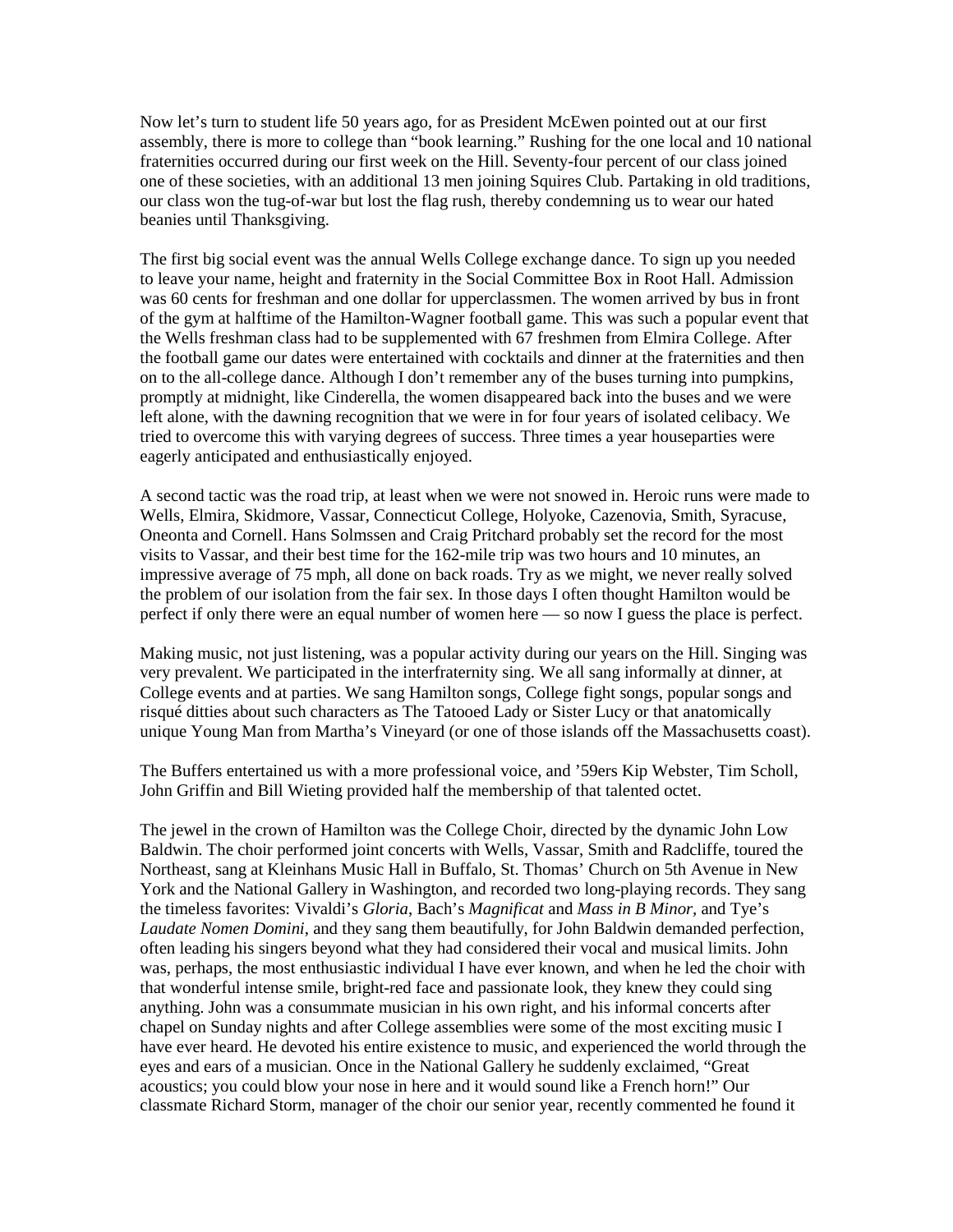Now let's turn to student life 50 years ago, for as President McEwen pointed out at our first assembly, there is more to college than "book learning." Rushing for the one local and 10 national fraternities occurred during our first week on the Hill. Seventy-four percent of our class joined one of these societies, with an additional 13 men joining Squires Club. Partaking in old traditions, our class won the tug-of-war but lost the flag rush, thereby condemning us to wear our hated beanies until Thanksgiving.

The first big social event was the annual Wells College exchange dance. To sign up you needed to leave your name, height and fraternity in the Social Committee Box in Root Hall. Admission was 60 cents for freshman and one dollar for upperclassmen. The women arrived by bus in front of the gym at halftime of the Hamilton-Wagner football game. This was such a popular event that the Wells freshman class had to be supplemented with 67 freshmen from Elmira College. After the football game our dates were entertained with cocktails and dinner at the fraternities and then on to the all-college dance. Although I don't remember any of the buses turning into pumpkins, promptly at midnight, like Cinderella, the women disappeared back into the buses and we were left alone, with the dawning recognition that we were in for four years of isolated celibacy. We tried to overcome this with varying degrees of success. Three times a year houseparties were eagerly anticipated and enthusiastically enjoyed.

A second tactic was the road trip, at least when we were not snowed in. Heroic runs were made to Wells, Elmira, Skidmore, Vassar, Connecticut College, Holyoke, Cazenovia, Smith, Syracuse, Oneonta and Cornell. Hans Solmssen and Craig Pritchard probably set the record for the most visits to Vassar, and their best time for the 162-mile trip was two hours and 10 minutes, an impressive average of 75 mph, all done on back roads. Try as we might, we never really solved the problem of our isolation from the fair sex. In those days I often thought Hamilton would be perfect if only there were an equal number of women here — so now I guess the place is perfect.

Making music, not just listening, was a popular activity during our years on the Hill. Singing was very prevalent. We participated in the interfraternity sing. We all sang informally at dinner, at College events and at parties. We sang Hamilton songs, College fight songs, popular songs and risqué ditties about such characters as The Tatooed Lady or Sister Lucy or that anatomically unique Young Man from Martha's Vineyard (or one of those islands off the Massachusetts coast).

The Buffers entertained us with a more professional voice, and '59ers Kip Webster, Tim Scholl, John Griffin and Bill Wieting provided half the membership of that talented octet.

The jewel in the crown of Hamilton was the College Choir, directed by the dynamic John Low Baldwin. The choir performed joint concerts with Wells, Vassar, Smith and Radcliffe, toured the Northeast, sang at Kleinhans Music Hall in Buffalo, St. Thomas' Church on 5th Avenue in New York and the National Gallery in Washington, and recorded two long-playing records. They sang the timeless favorites: Vivaldi's *Gloria*, Bach's *Magnificat* and *Mass in B Minor*, and Tye's *Laudate Nomen Domini*, and they sang them beautifully, for John Baldwin demanded perfection, often leading his singers beyond what they had considered their vocal and musical limits. John was, perhaps, the most enthusiastic individual I have ever known, and when he led the choir with that wonderful intense smile, bright-red face and passionate look, they knew they could sing anything. John was a consummate musician in his own right, and his informal concerts after chapel on Sunday nights and after College assemblies were some of the most exciting music I have ever heard. He devoted his entire existence to music, and experienced the world through the eyes and ears of a musician. Once in the National Gallery he suddenly exclaimed, "Great acoustics; you could blow your nose in here and it would sound like a French horn!" Our classmate Richard Storm, manager of the choir our senior year, recently commented he found it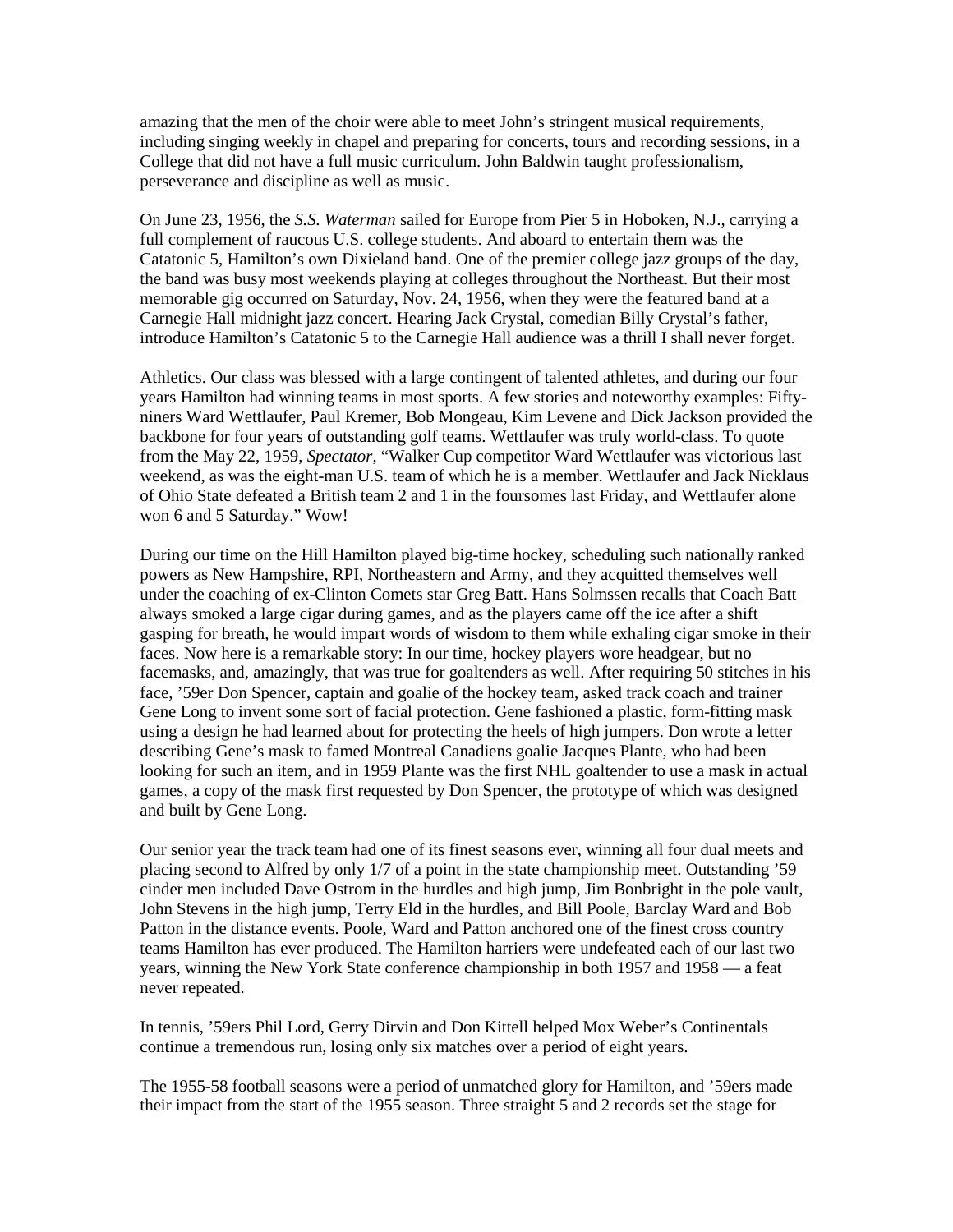amazing that the men of the choir were able to meet John's stringent musical requirements, including singing weekly in chapel and preparing for concerts, tours and recording sessions, in a College that did not have a full music curriculum. John Baldwin taught professionalism, perseverance and discipline as well as music.

On June 23, 1956, the *S.S. Waterman* sailed for Europe from Pier 5 in Hoboken, N.J., carrying a full complement of raucous U.S. college students. And aboard to entertain them was the Catatonic 5, Hamilton's own Dixieland band. One of the premier college jazz groups of the day, the band was busy most weekends playing at colleges throughout the Northeast. But their most memorable gig occurred on Saturday, Nov. 24, 1956, when they were the featured band at a Carnegie Hall midnight jazz concert. Hearing Jack Crystal, comedian Billy Crystal's father, introduce Hamilton's Catatonic 5 to the Carnegie Hall audience was a thrill I shall never forget.

Athletics. Our class was blessed with a large contingent of talented athletes, and during our four years Hamilton had winning teams in most sports. A few stories and noteworthy examples: Fifty-niners Ward Wettlaufer, Paul Kremer, Bob Mongeau, Kim Levene and Dick Jackson provided the backbone for four years of outstanding golf teams. Wettlaufer was truly world-class. To quote from the May 22, 1959, *Spectator*, "Walker Cup competitor Ward Wettlaufer was victorious last weekend, as was the eight-man U.S. team of which he is a member. Wettlaufer and Jack Nicklaus of Ohio State defeated a British team 2 and 1 in the foursomes last Friday, and Wettlaufer alone won 6 and 5 Saturday." Wow!

During our time on the Hill Hamilton played big-time hockey, scheduling such nationally ranked powers as New Hampshire, RPI, Northeastern and Army, and they acquitted themselves well under the coaching of ex-Clinton Comets star Greg Batt. Hans Solmssen recalls that Coach Batt always smoked a large cigar during games, and as the players came off the ice after a shift gasping for breath, he would impart words of wisdom to them while exhaling cigar smoke in their faces. Now here is a remarkable story: In our time, hockey players wore headgear, but no facemasks, and, amazingly, that was true for goaltenders as well. After requiring 50 stitches in his face, '59er Don Spencer, captain and goalie of the hockey team, asked track coach and trainer Gene Long to invent some sort of facial protection. Gene fashioned a plastic, form-fitting mask using a design he had learned about for protecting the heels of high jumpers. Don wrote a letter describing Gene's mask to famed Montreal Canadiens goalie Jacques Plante, who had been looking for such an item, and in 1959 Plante was the first NHL goaltender to use a mask in actual games, a copy of the mask first requested by Don Spencer, the prototype of which was designed and built by Gene Long.

Our senior year the track team had one of its finest seasons ever, winning all four dual meets and placing second to Alfred by only 1/7 of a point in the state championship meet. Outstanding '59 cinder men included Dave Ostrom in the hurdles and high jump, Jim Bonbright in the pole vault, John Stevens in the high jump, Terry Eld in the hurdles, and Bill Poole, Barclay Ward and Bob Patton in the distance events. Poole, Ward and Patton anchored one of the finest cross country teams Hamilton has ever produced. The Hamilton harriers were undefeated each of our last two years, winning the New York State conference championship in both 1957 and 1958 — a feat never repeated.

In tennis, '59ers Phil Lord, Gerry Dirvin and Don Kittell helped Mox Weber's Continentals continue a tremendous run, losing only six matches over a period of eight years.

The 1955-58 football seasons were a period of unmatched glory for Hamilton, and '59ers made their impact from the start of the 1955 season. Three straight 5 and 2 records set the stage for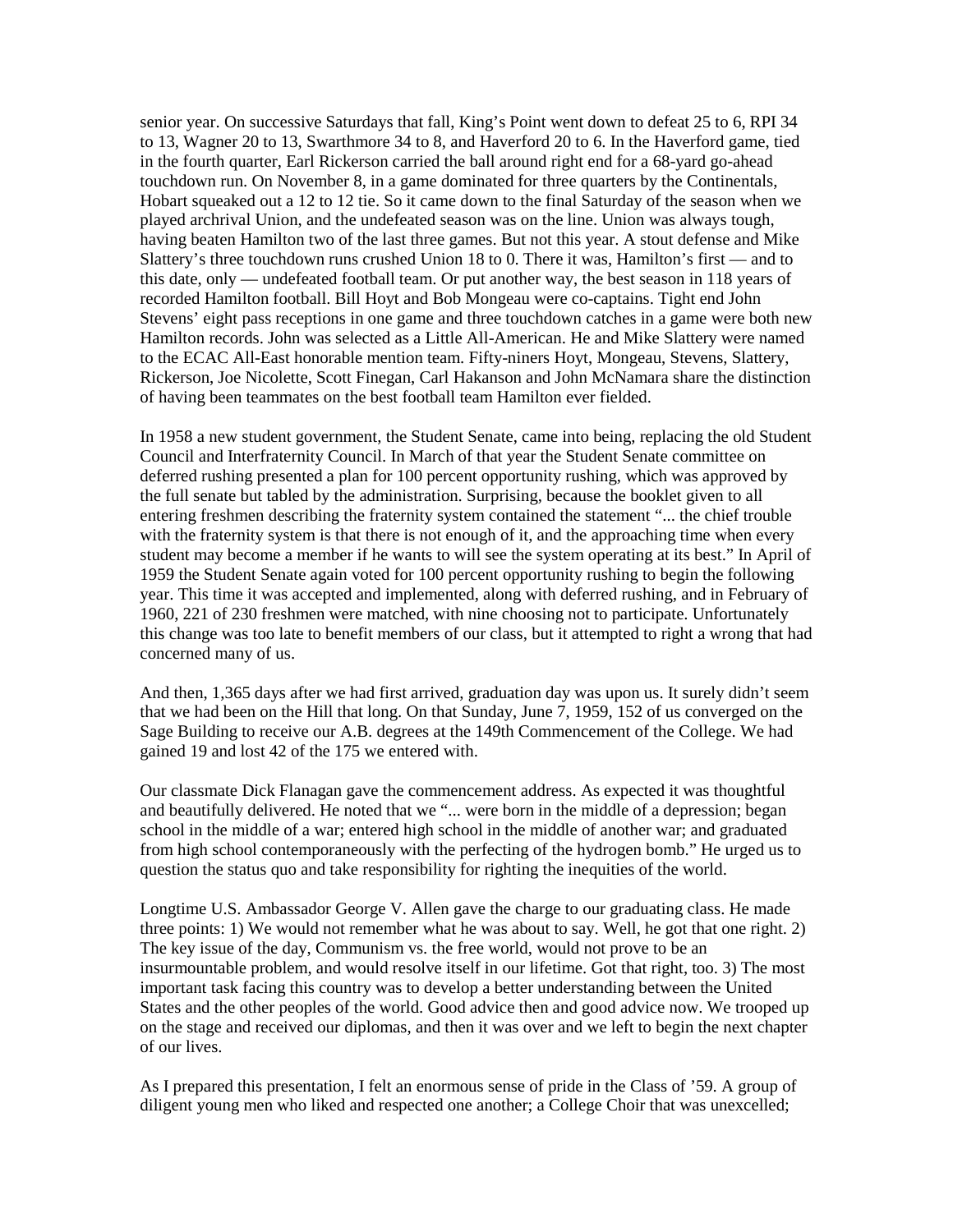senior year. On successive Saturdays that fall, King's Point went down to defeat 25 to 6, RPI 34 to 13, Wagner 20 to 13, Swarthmore 34 to 8, and Haverford 20 to 6. In the Haverford game, tied in the fourth quarter, Earl Rickerson carried the ball around right end for a 68-yard go-ahead touchdown run. On November 8, in a game dominated for three quarters by the Continentals, Hobart squeaked out a 12 to 12 tie. So it came down to the final Saturday of the season when we played archrival Union, and the undefeated season was on the line. Union was always tough, having beaten Hamilton two of the last three games. But not this year. A stout defense and Mike Slattery's three touchdown runs crushed Union 18 to 0. There it was, Hamilton's first — and to this date, only — undefeated football team. Or put another way, the best season in 118 years of recorded Hamilton football. Bill Hoyt and Bob Mongeau were co-captains. Tight end John Stevens' eight pass receptions in one game and three touchdown catches in a game were both new Hamilton records. John was selected as a Little All-American. He and Mike Slattery were named to the ECAC All-East honorable mention team. Fifty-niners Hoyt, Mongeau, Stevens, Slattery, Rickerson, Joe Nicolette, Scott Finegan, Carl Hakanson and John McNamara share the distinction of having been teammates on the best football team Hamilton ever fielded.

In 1958 a new student government, the Student Senate, came into being, replacing the old Student Council and Interfraternity Council. In March of that year the Student Senate committee on deferred rushing presented a plan for 100 percent opportunity rushing, which was approved by the full senate but tabled by the administration. Surprising, because the booklet given to all entering freshmen describing the fraternity system contained the statement "... the chief trouble with the fraternity system is that there is not enough of it, and the approaching time when every student may become a member if he wants to will see the system operating at its best." In April of 1959 the Student Senate again voted for 100 percent opportunity rushing to begin the following year. This time it was accepted and implemented, along with deferred rushing, and in February of 1960, 221 of 230 freshmen were matched, with nine choosing not to participate. Unfortunately this change was too late to benefit members of our class, but it attempted to right a wrong that had concerned many of us.

And then, 1,365 days after we had first arrived, graduation day was upon us. It surely didn't seem that we had been on the Hill that long. On that Sunday, June 7, 1959, 152 of us converged on the Sage Building to receive our A.B. degrees at the 149th Commencement of the College. We had gained 19 and lost 42 of the 175 we entered with.

Our classmate Dick Flanagan gave the commencement address. As expected it was thoughtful and beautifully delivered. He noted that we "... were born in the middle of a depression; began school in the middle of a war; entered high school in the middle of another war; and graduated from high school contemporaneously with the perfecting of the hydrogen bomb." He urged us to question the status quo and take responsibility for righting the inequities of the world.

Longtime U.S. Ambassador George V. Allen gave the charge to our graduating class. He made three points: 1) We would not remember what he was about to say. Well, he got that one right. 2) The key issue of the day, Communism vs. the free world, would not prove to be an insurmountable problem, and would resolve itself in our lifetime. Got that right, too. 3) The most important task facing this country was to develop a better understanding between the United States and the other peoples of the world. Good advice then and good advice now. We trooped up on the stage and received our diplomas, and then it was over and we left to begin the next chapter of our lives.

As I prepared this presentation, I felt an enormous sense of pride in the Class of '59. A group of diligent young men who liked and respected one another; a College Choir that was unexcelled;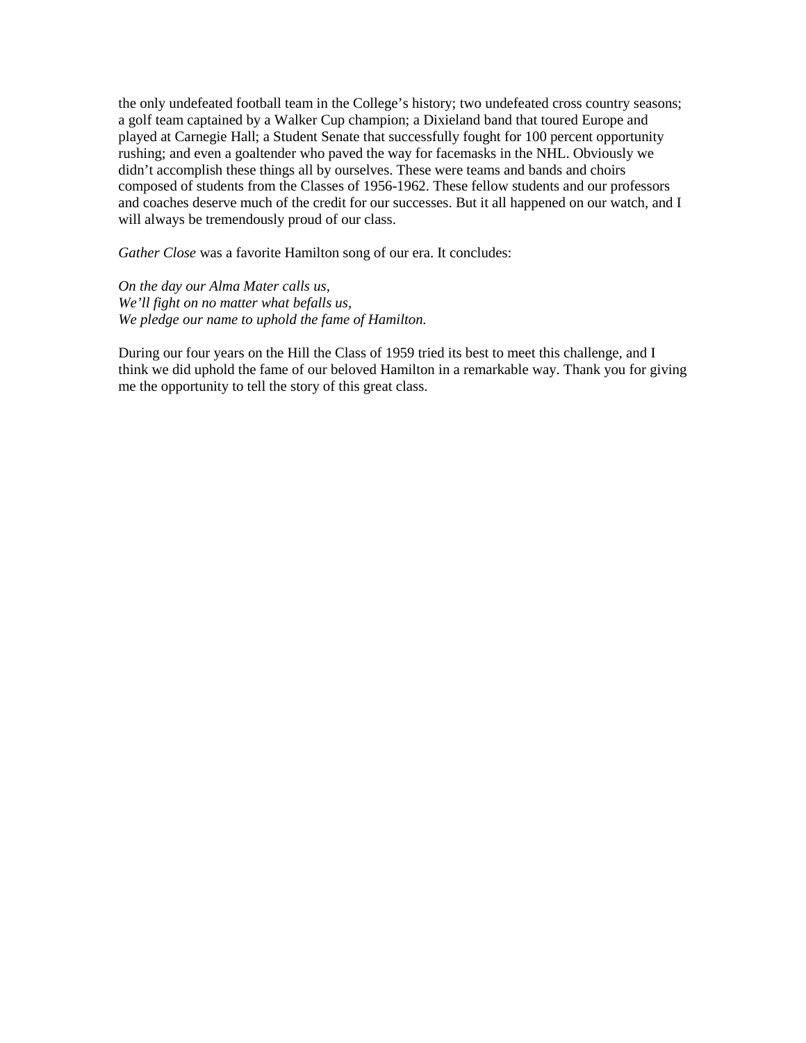the only undefeated football team in the College's history; two undefeated cross country seasons; a golf team captained by a Walker Cup champion; a Dixieland band that toured Europe and played at Carnegie Hall; a Student Senate that successfully fought for 100 percent opportunity rushing; and even a goaltender who paved the way for facemasks in the NHL. Obviously we didn't accomplish these things all by ourselves. These were teams and bands and choirs composed of students from the Classes of 1956-1962. These fellow students and our professors and coaches deserve much of the credit for our successes. But it all happened on our watch, and I will always be tremendously proud of our class.

*Gather Close* was a favorite Hamilton song of our era. It concludes:

*On the day our Alma Mater calls us,*
*We'll fight on no matter what befalls us,*
*We pledge our name to uphold the fame of Hamilton.*

During our four years on the Hill the Class of 1959 tried its best to meet this challenge, and I think we did uphold the fame of our beloved Hamilton in a remarkable way. Thank you for giving me the opportunity to tell the story of this great class.